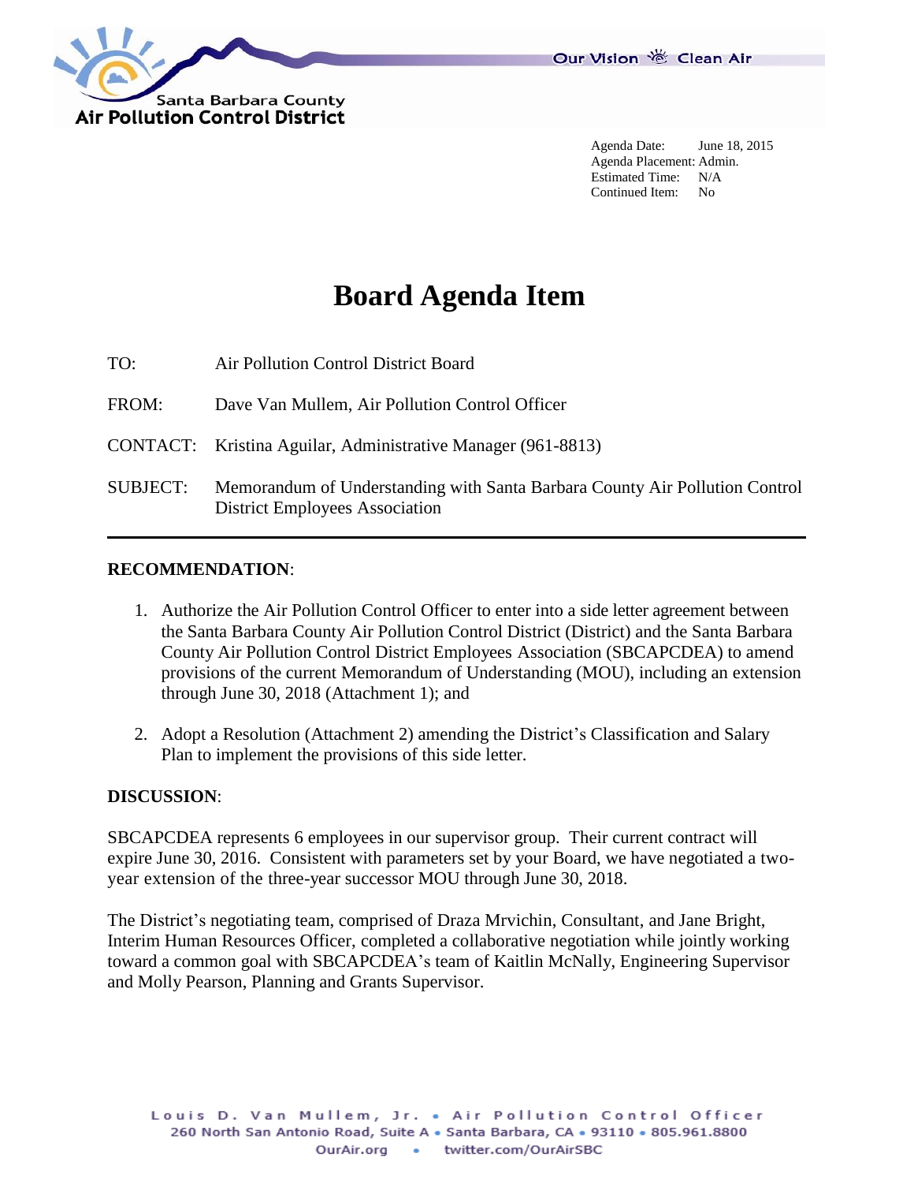Santa Barbara County
Air Pollution Control District

Our Vision Clean Air

Agenda Date: June 18, 2015
Agenda Placement: Admin.
Estimated Time: N/A
Continued Item: No

# Board Agenda Item

TO: Air Pollution Control District Board

FROM: Dave Van Mullem, Air Pollution Control Officer

CONTACT: Kristina Aguilar, Administrative Manager (961-8813)

SUBJECT: Memorandum of Understanding with Santa Barbara County Air Pollution Control District Employees Association

---

**RECOMMENDATION**:

1. Authorize the Air Pollution Control Officer to enter into a side letter agreement between the Santa Barbara County Air Pollution Control District (District) and the Santa Barbara County Air Pollution Control District Employees Association (SBCAPCDEA) to amend provisions of the current Memorandum of Understanding (MOU), including an extension through June 30, 2018 (Attachment 1); and

2. Adopt a Resolution (Attachment 2) amending the District's Classification and Salary Plan to implement the provisions of this side letter.

**DISCUSSION**:

SBCAPCDEA represents 6 employees in our supervisor group. Their current contract will expire June 30, 2016. Consistent with parameters set by your Board, we have negotiated a two-year extension of the three-year successor MOU through June 30, 2018.

The District's negotiating team, comprised of Draza Mrvichin, Consultant, and Jane Bright, Interim Human Resources Officer, completed a collaborative negotiation while jointly working toward a common goal with SBCAPCDEA's team of Kaitlin McNally, Engineering Supervisor and Molly Pearson, Planning and Grants Supervisor.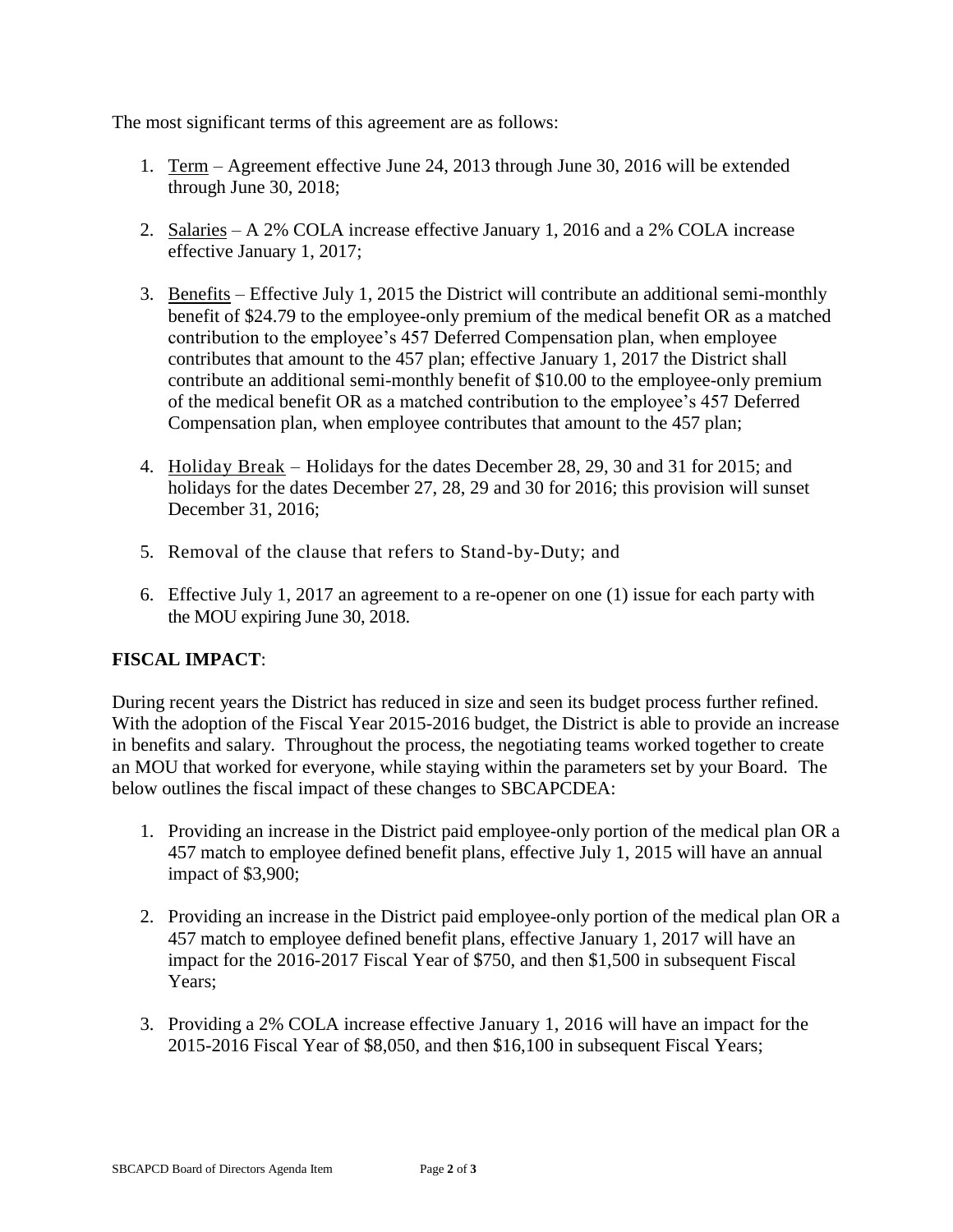The most significant terms of this agreement are as follows:

1. Term – Agreement effective June 24, 2013 through June 30, 2016 will be extended through June 30, 2018;

2. Salaries – A 2% COLA increase effective January 1, 2016 and a 2% COLA increase effective January 1, 2017;

3. Benefits – Effective July 1, 2015 the District will contribute an additional semi-monthly benefit of $24.79 to the employee-only premium of the medical benefit OR as a matched contribution to the employee's 457 Deferred Compensation plan, when employee contributes that amount to the 457 plan; effective January 1, 2017 the District shall contribute an additional semi-monthly benefit of $10.00 to the employee-only premium of the medical benefit OR as a matched contribution to the employee's 457 Deferred Compensation plan, when employee contributes that amount to the 457 plan;

4. Holiday Break – Holidays for the dates December 28, 29, 30 and 31 for 2015; and holidays for the dates December 27, 28, 29 and 30 for 2016; this provision will sunset December 31, 2016;

5. Removal of the clause that refers to Stand-by-Duty; and

6. Effective July 1, 2017 an agreement to a re-opener on one (1) issue for each party with the MOU expiring June 30, 2018.

**FISCAL IMPACT**:

During recent years the District has reduced in size and seen its budget process further refined. With the adoption of the Fiscal Year 2015-2016 budget, the District is able to provide an increase in benefits and salary. Throughout the process, the negotiating teams worked together to create an MOU that worked for everyone, while staying within the parameters set by your Board. The below outlines the fiscal impact of these changes to SBCAPCDEA:

1. Providing an increase in the District paid employee-only portion of the medical plan OR a 457 match to employee defined benefit plans, effective July 1, 2015 will have an annual impact of $3,900;

2. Providing an increase in the District paid employee-only portion of the medical plan OR a 457 match to employee defined benefit plans, effective January 1, 2017 will have an impact for the 2016-2017 Fiscal Year of $750, and then $1,500 in subsequent Fiscal Years;

3. Providing a 2% COLA increase effective January 1, 2016 will have an impact for the 2015-2016 Fiscal Year of $8,050, and then $16,100 in subsequent Fiscal Years;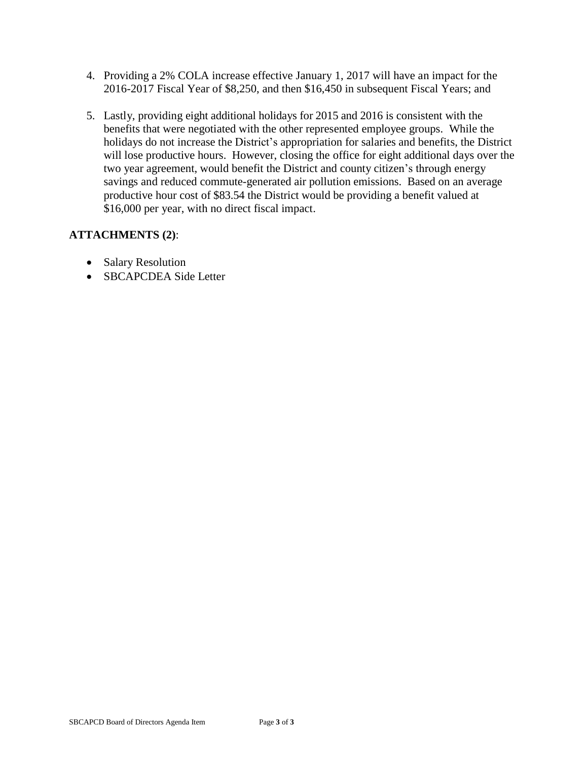4. Providing a 2% COLA increase effective January 1, 2017 will have an impact for the 2016-2017 Fiscal Year of $8,250, and then $16,450 in subsequent Fiscal Years; and

5. Lastly, providing eight additional holidays for 2015 and 2016 is consistent with the benefits that were negotiated with the other represented employee groups. While the holidays do not increase the District's appropriation for salaries and benefits, the District will lose productive hours. However, closing the office for eight additional days over the two year agreement, would benefit the District and county citizen's through energy savings and reduced commute-generated air pollution emissions. Based on an average productive hour cost of $83.54 the District would be providing a benefit valued at $16,000 per year, with no direct fiscal impact.

**ATTACHMENTS (2)**:

- Salary Resolution
- SBCAPCDEA Side Letter